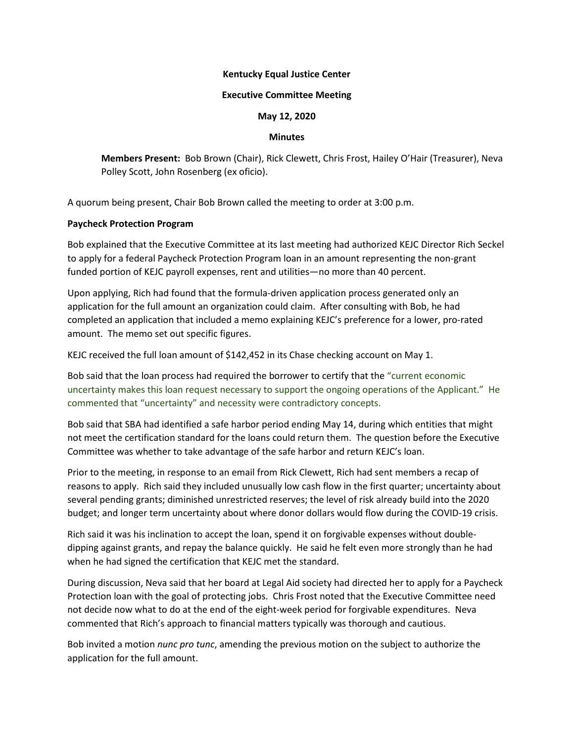**Kentucky Equal Justice Center**

**Executive Committee Meeting**

**May 12, 2020**

**Minutes**

**Members Present:** Bob Brown (Chair), Rick Clewett, Chris Frost, Hailey O'Hair (Treasurer), Neva Polley Scott, John Rosenberg (ex oficio).

A quorum being present, Chair Bob Brown called the meeting to order at 3:00 p.m.

**Paycheck Protection Program**

Bob explained that the Executive Committee at its last meeting had authorized KEJC Director Rich Seckel to apply for a federal Paycheck Protection Program loan in an amount representing the non-grant funded portion of KEJC payroll expenses, rent and utilities—no more than 40 percent.

Upon applying, Rich had found that the formula-driven application process generated only an application for the full amount an organization could claim. After consulting with Bob, he had completed an application that included a memo explaining KEJC's preference for a lower, pro-rated amount. The memo set out specific figures.

KEJC received the full loan amount of $142,452 in its Chase checking account on May 1.

Bob said that the loan process had required the borrower to certify that the "current economic uncertainty makes this loan request necessary to support the ongoing operations of the Applicant." He commented that "uncertainty" and necessity were contradictory concepts.

Bob said that SBA had identified a safe harbor period ending May 14, during which entities that might not meet the certification standard for the loans could return them. The question before the Executive Committee was whether to take advantage of the safe harbor and return KEJC's loan.

Prior to the meeting, in response to an email from Rick Clewett, Rich had sent members a recap of reasons to apply. Rich said they included unusually low cash flow in the first quarter; uncertainty about several pending grants; diminished unrestricted reserves; the level of risk already build into the 2020 budget; and longer term uncertainty about where donor dollars would flow during the COVID-19 crisis.

Rich said it was his inclination to accept the loan, spend it on forgivable expenses without double-dipping against grants, and repay the balance quickly. He said he felt even more strongly than he had when he had signed the certification that KEJC met the standard.

During discussion, Neva said that her board at Legal Aid society had directed her to apply for a Paycheck Protection loan with the goal of protecting jobs. Chris Frost noted that the Executive Committee need not decide now what to do at the end of the eight-week period for forgivable expenditures. Neva commented that Rich's approach to financial matters typically was thorough and cautious.

Bob invited a motion *nunc pro tunc*, amending the previous motion on the subject to authorize the application for the full amount.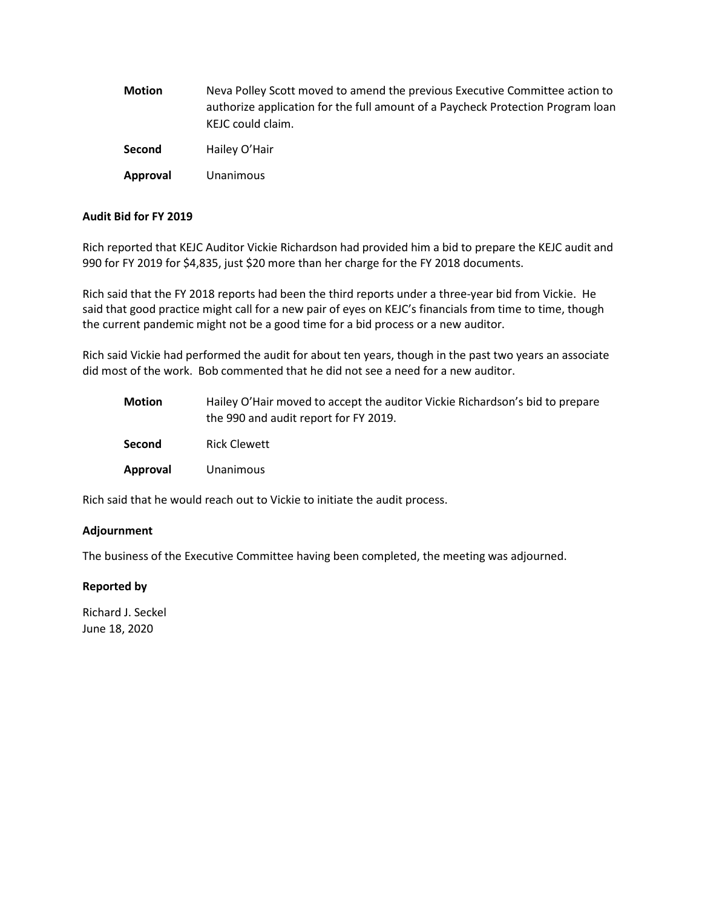| | |
|---|---|
| **Motion** | Neva Polley Scott moved to amend the previous Executive Committee action to authorize application for the full amount of a Paycheck Protection Program loan KEJC could claim. |
| **Second** | Hailey O'Hair |
| **Approval** | Unanimous |

**Audit Bid for FY 2019**

Rich reported that KEJC Auditor Vickie Richardson had provided him a bid to prepare the KEJC audit and 990 for FY 2019 for $4,835, just $20 more than her charge for the FY 2018 documents.

Rich said that the FY 2018 reports had been the third reports under a three-year bid from Vickie. He said that good practice might call for a new pair of eyes on KEJC's financials from time to time, though the current pandemic might not be a good time for a bid process or a new auditor.

Rich said Vickie had performed the audit for about ten years, though in the past two years an associate did most of the work. Bob commented that he did not see a need for a new auditor.

| | |
|---|---|
| **Motion** | Hailey O'Hair moved to accept the auditor Vickie Richardson's bid to prepare the 990 and audit report for FY 2019. |
| **Second** | Rick Clewett |
| **Approval** | Unanimous |

Rich said that he would reach out to Vickie to initiate the audit process.

**Adjournment**

The business of the Executive Committee having been completed, the meeting was adjourned.

**Reported by**

Richard J. Seckel
June 18, 2020